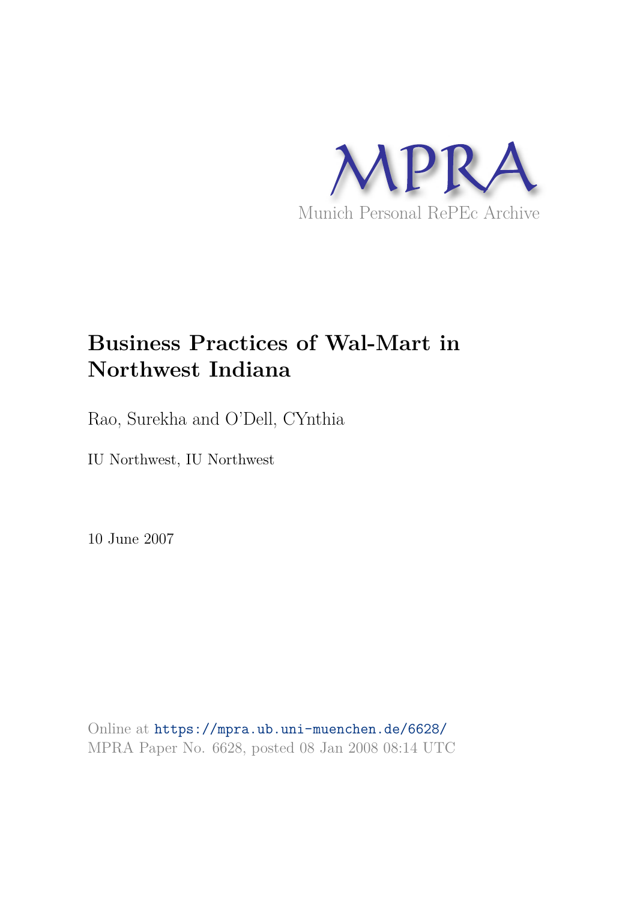MPRA

Munich Personal RePEc Archive

# Business Practices of Wal-Mart in Northwest Indiana

Rao, Surekha and O'Dell, CYnthia

IU Northwest, IU Northwest

10 June 2007

Online at https://mpra.ub.uni-muenchen.de/6628/
MPRA Paper No. 6628, posted 08 Jan 2008 08:14 UTC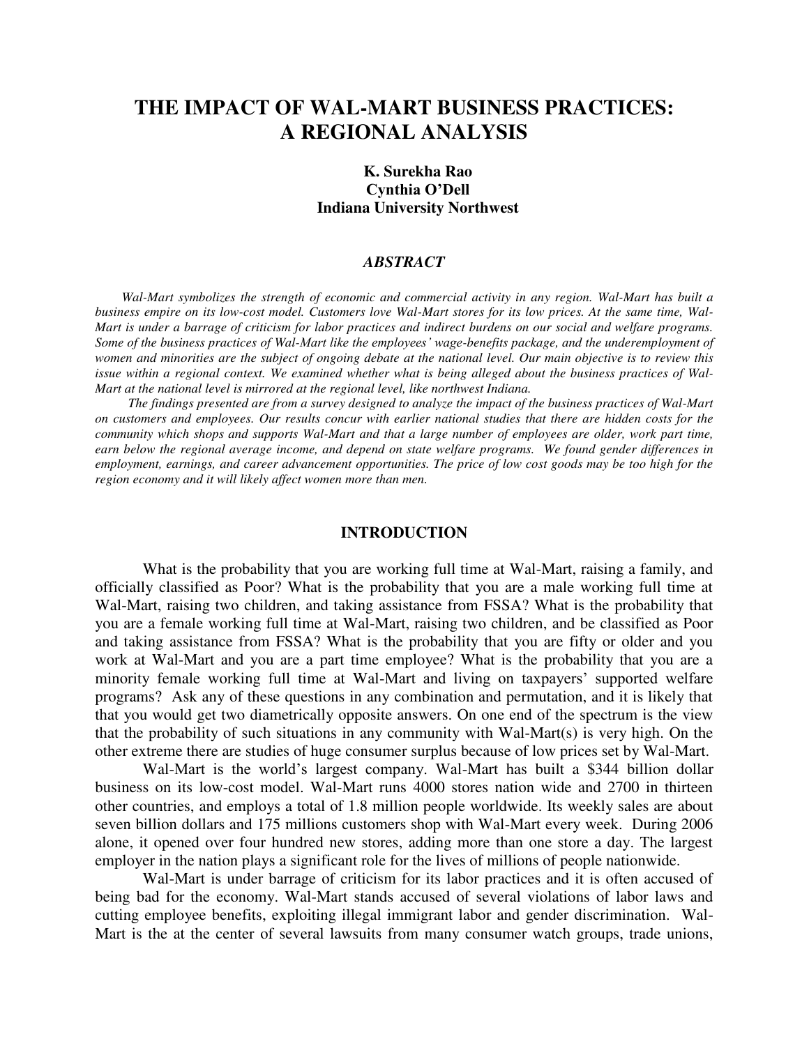# THE IMPACT OF WAL-MART BUSINESS PRACTICES: A REGIONAL ANALYSIS

**K. Surekha Rao**
**Cynthia O'Dell**
**Indiana University Northwest**

### *ABSTRACT*

*Wal-Mart symbolizes the strength of economic and commercial activity in any region. Wal-Mart has built a business empire on its low-cost model. Customers love Wal-Mart stores for its low prices. At the same time, Wal-Mart is under a barrage of criticism for labor practices and indirect burdens on our social and welfare programs. Some of the business practices of Wal-Mart like the employees' wage-benefits package, and the underemployment of women and minorities are the subject of ongoing debate at the national level. Our main objective is to review this issue within a regional context. We examined whether what is being alleged about the business practices of Wal-Mart at the national level is mirrored at the regional level, like northwest Indiana.*

*The findings presented are from a survey designed to analyze the impact of the business practices of Wal-Mart on customers and employees. Our results concur with earlier national studies that there are hidden costs for the community which shops and supports Wal-Mart and that a large number of employees are older, work part time, earn below the regional average income, and depend on state welfare programs. We found gender differences in employment, earnings, and career advancement opportunities. The price of low cost goods may be too high for the region economy and it will likely affect women more than men.*

## INTRODUCTION

What is the probability that you are working full time at Wal-Mart, raising a family, and officially classified as Poor? What is the probability that you are a male working full time at Wal-Mart, raising two children, and taking assistance from FSSA? What is the probability that you are a female working full time at Wal-Mart, raising two children, and be classified as Poor and taking assistance from FSSA? What is the probability that you are fifty or older and you work at Wal-Mart and you are a part time employee? What is the probability that you are a minority female working full time at Wal-Mart and living on taxpayers' supported welfare programs? Ask any of these questions in any combination and permutation, and it is likely that that you would get two diametrically opposite answers. On one end of the spectrum is the view that the probability of such situations in any community with Wal-Mart(s) is very high. On the other extreme there are studies of huge consumer surplus because of low prices set by Wal-Mart.

Wal-Mart is the world's largest company. Wal-Mart has built a $344 billion dollar business on its low-cost model. Wal-Mart runs 4000 stores nation wide and 2700 in thirteen other countries, and employs a total of 1.8 million people worldwide. Its weekly sales are about seven billion dollars and 175 millions customers shop with Wal-Mart every week. During 2006 alone, it opened over four hundred new stores, adding more than one store a day. The largest employer in the nation plays a significant role for the lives of millions of people nationwide.

Wal-Mart is under barrage of criticism for its labor practices and it is often accused of being bad for the economy. Wal-Mart stands accused of several violations of labor laws and cutting employee benefits, exploiting illegal immigrant labor and gender discrimination. Wal-Mart is the at the center of several lawsuits from many consumer watch groups, trade unions,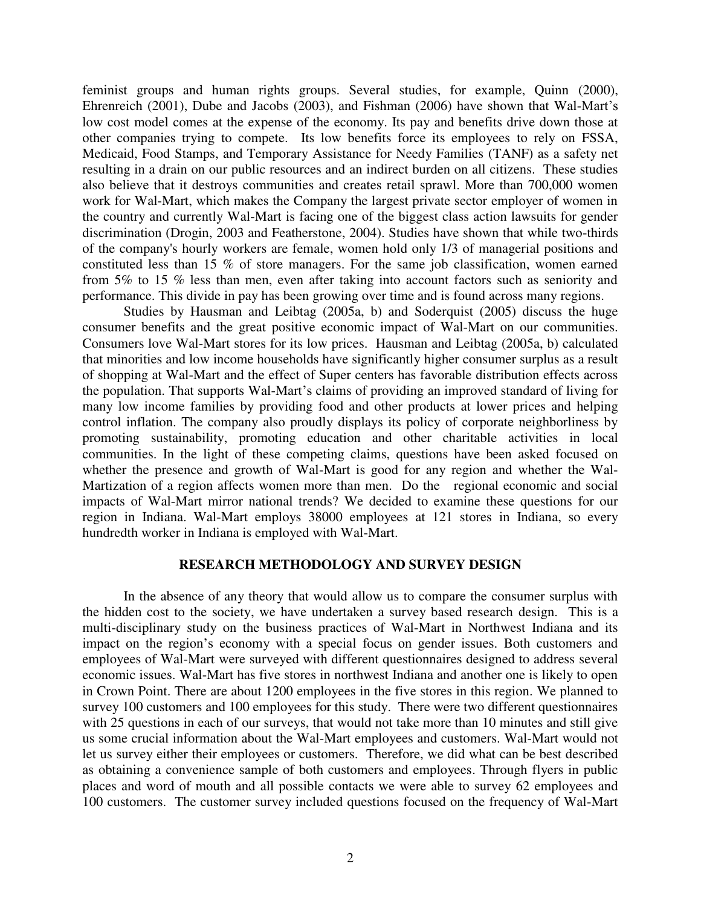feminist groups and human rights groups. Several studies, for example, Quinn (2000), Ehrenreich (2001), Dube and Jacobs (2003), and Fishman (2006) have shown that Wal-Mart's low cost model comes at the expense of the economy. Its pay and benefits drive down those at other companies trying to compete. Its low benefits force its employees to rely on FSSA, Medicaid, Food Stamps, and Temporary Assistance for Needy Families (TANF) as a safety net resulting in a drain on our public resources and an indirect burden on all citizens. These studies also believe that it destroys communities and creates retail sprawl. More than 700,000 women work for Wal-Mart, which makes the Company the largest private sector employer of women in the country and currently Wal-Mart is facing one of the biggest class action lawsuits for gender discrimination (Drogin, 2003 and Featherstone, 2004). Studies have shown that while two-thirds of the company's hourly workers are female, women hold only 1/3 of managerial positions and constituted less than 15 % of store managers. For the same job classification, women earned from 5% to 15 % less than men, even after taking into account factors such as seniority and performance. This divide in pay has been growing over time and is found across many regions.

Studies by Hausman and Leibtag (2005a, b) and Soderquist (2005) discuss the huge consumer benefits and the great positive economic impact of Wal-Mart on our communities. Consumers love Wal-Mart stores for its low prices. Hausman and Leibtag (2005a, b) calculated that minorities and low income households have significantly higher consumer surplus as a result of shopping at Wal-Mart and the effect of Super centers has favorable distribution effects across the population. That supports Wal-Mart's claims of providing an improved standard of living for many low income families by providing food and other products at lower prices and helping control inflation. The company also proudly displays its policy of corporate neighborliness by promoting sustainability, promoting education and other charitable activities in local communities. In the light of these competing claims, questions have been asked focused on whether the presence and growth of Wal-Mart is good for any region and whether the Wal-Martization of a region affects women more than men. Do the regional economic and social impacts of Wal-Mart mirror national trends? We decided to examine these questions for our region in Indiana. Wal-Mart employs 38000 employees at 121 stores in Indiana, so every hundredth worker in Indiana is employed with Wal-Mart.

## RESEARCH METHODOLOGY AND SURVEY DESIGN

In the absence of any theory that would allow us to compare the consumer surplus with the hidden cost to the society, we have undertaken a survey based research design. This is a multi-disciplinary study on the business practices of Wal-Mart in Northwest Indiana and its impact on the region's economy with a special focus on gender issues. Both customers and employees of Wal-Mart were surveyed with different questionnaires designed to address several economic issues. Wal-Mart has five stores in northwest Indiana and another one is likely to open in Crown Point. There are about 1200 employees in the five stores in this region. We planned to survey 100 customers and 100 employees for this study. There were two different questionnaires with 25 questions in each of our surveys, that would not take more than 10 minutes and still give us some crucial information about the Wal-Mart employees and customers. Wal-Mart would not let us survey either their employees or customers. Therefore, we did what can be best described as obtaining a convenience sample of both customers and employees. Through flyers in public places and word of mouth and all possible contacts we were able to survey 62 employees and 100 customers. The customer survey included questions focused on the frequency of Wal-Mart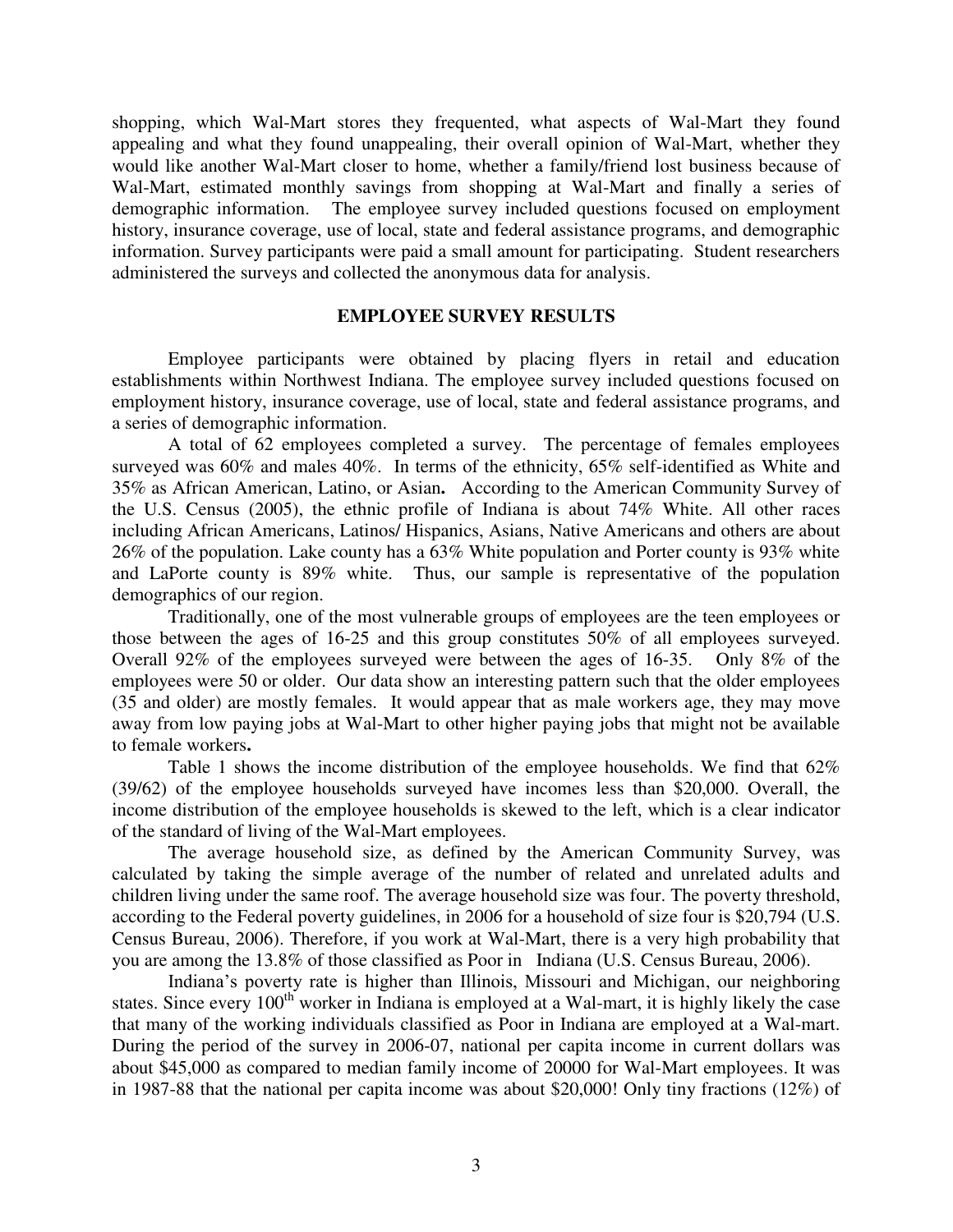shopping, which Wal-Mart stores they frequented, what aspects of Wal-Mart they found appealing and what they found unappealing, their overall opinion of Wal-Mart, whether they would like another Wal-Mart closer to home, whether a family/friend lost business because of Wal-Mart, estimated monthly savings from shopping at Wal-Mart and finally a series of demographic information. The employee survey included questions focused on employment history, insurance coverage, use of local, state and federal assistance programs, and demographic information. Survey participants were paid a small amount for participating. Student researchers administered the surveys and collected the anonymous data for analysis.

## EMPLOYEE SURVEY RESULTS

Employee participants were obtained by placing flyers in retail and education establishments within Northwest Indiana. The employee survey included questions focused on employment history, insurance coverage, use of local, state and federal assistance programs, and a series of demographic information.

A total of 62 employees completed a survey. The percentage of females employees surveyed was 60% and males 40%. In terms of the ethnicity, 65% self-identified as White and 35% as African American, Latino, or Asian**.** According to the American Community Survey of the U.S. Census (2005), the ethnic profile of Indiana is about 74% White. All other races including African Americans, Latinos/ Hispanics, Asians, Native Americans and others are about 26% of the population. Lake county has a 63% White population and Porter county is 93% white and LaPorte county is 89% white. Thus, our sample is representative of the population demographics of our region.

Traditionally, one of the most vulnerable groups of employees are the teen employees or those between the ages of 16-25 and this group constitutes 50% of all employees surveyed. Overall 92% of the employees surveyed were between the ages of 16-35. Only 8% of the employees were 50 or older. Our data show an interesting pattern such that the older employees (35 and older) are mostly females. It would appear that as male workers age, they may move away from low paying jobs at Wal-Mart to other higher paying jobs that might not be available to female workers**.**

Table 1 shows the income distribution of the employee households. We find that 62% (39/62) of the employee households surveyed have incomes less than \$20,000. Overall, the income distribution of the employee households is skewed to the left, which is a clear indicator of the standard of living of the Wal-Mart employees.

The average household size, as defined by the American Community Survey, was calculated by taking the simple average of the number of related and unrelated adults and children living under the same roof. The average household size was four. The poverty threshold, according to the Federal poverty guidelines, in 2006 for a household of size four is \$20,794 (U.S. Census Bureau, 2006). Therefore, if you work at Wal-Mart, there is a very high probability that you are among the 13.8% of those classified as Poor in Indiana (U.S. Census Bureau, 2006).

Indiana's poverty rate is higher than Illinois, Missouri and Michigan, our neighboring states. Since every 100$^{th}$ worker in Indiana is employed at a Wal-mart, it is highly likely the case that many of the working individuals classified as Poor in Indiana are employed at a Wal-mart. During the period of the survey in 2006-07, national per capita income in current dollars was about \$45,000 as compared to median family income of 20000 for Wal-Mart employees. It was in 1987-88 that the national per capita income was about \$20,000! Only tiny fractions (12%) of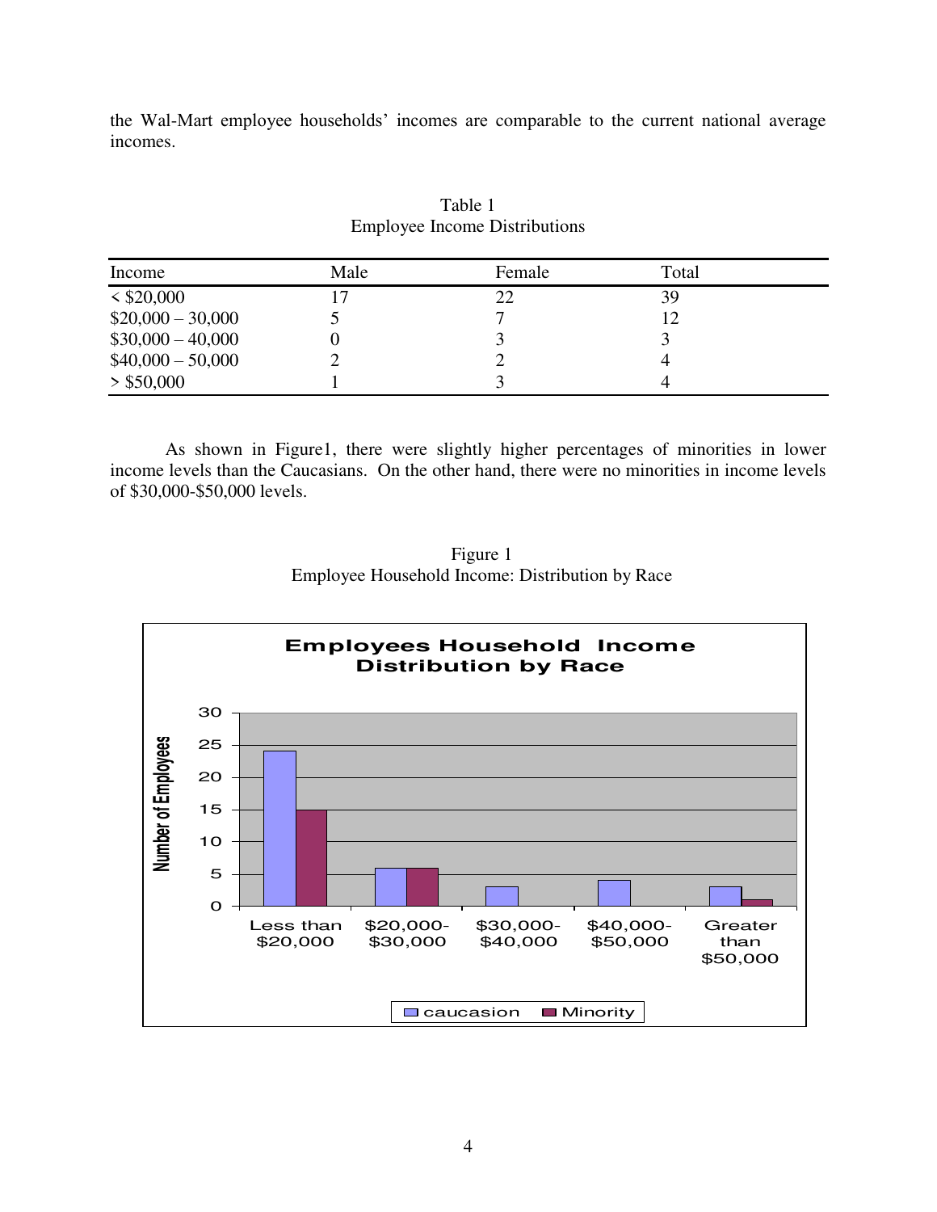the Wal-Mart employee households' incomes are comparable to the current national average incomes.

Table 1
Employee Income Distributions

| Income | Male | Female | Total |
| --- | --- | --- | --- |
| < $20,000 | 17 | 22 | 39 |
| $20,000 – 30,000 | 5 | 7 | 12 |
| $30,000 – 40,000 | 0 | 3 | 3 |
| $40,000 – 50,000 | 2 | 2 | 4 |
| > $50,000 | 1 | 3 | 4 |

As shown in Figure1, there were slightly higher percentages of minorities in lower income levels than the Caucasians. On the other hand, there were no minorities in income levels of $30,000-$50,000 levels.

Figure 1
Employee Household Income: Distribution by Race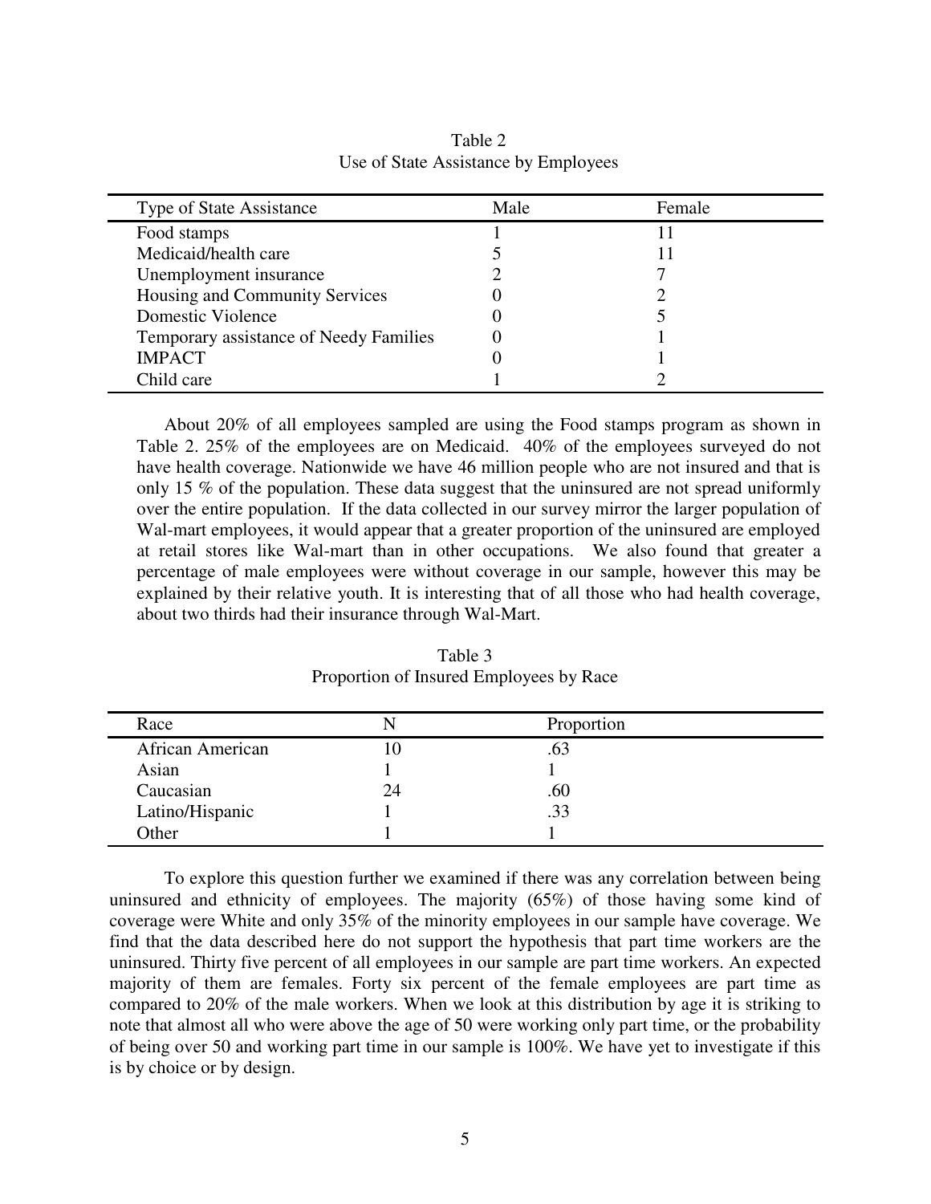Table 2
Use of State Assistance by Employees

| Type of State Assistance | Male | Female |
|---|---|---|
| Food stamps | 1 | 11 |
| Medicaid/health care | 5 | 11 |
| Unemployment insurance | 2 | 7 |
| Housing and Community Services | 0 | 2 |
| Domestic Violence | 0 | 5 |
| Temporary assistance of Needy Families | 0 | 1 |
| IMPACT | 0 | 1 |
| Child care | 1 | 2 |

About 20% of all employees sampled are using the Food stamps program as shown in Table 2. 25% of the employees are on Medicaid. 40% of the employees surveyed do not have health coverage. Nationwide we have 46 million people who are not insured and that is only 15 % of the population. These data suggest that the uninsured are not spread uniformly over the entire population. If the data collected in our survey mirror the larger population of Wal-mart employees, it would appear that a greater proportion of the uninsured are employed at retail stores like Wal-mart than in other occupations. We also found that greater a percentage of male employees were without coverage in our sample, however this may be explained by their relative youth. It is interesting that of all those who had health coverage, about two thirds had their insurance through Wal-Mart.

Table 3
Proportion of Insured Employees by Race

| Race | N | Proportion |
|---|---|---|
| African American | 10 | .63 |
| Asian | 1 | 1 |
| Caucasian | 24 | .60 |
| Latino/Hispanic | 1 | .33 |
| Other | 1 | 1 |

To explore this question further we examined if there was any correlation between being uninsured and ethnicity of employees. The majority (65%) of those having some kind of coverage were White and only 35% of the minority employees in our sample have coverage. We find that the data described here do not support the hypothesis that part time workers are the uninsured. Thirty five percent of all employees in our sample are part time workers. An expected majority of them are females. Forty six percent of the female employees are part time as compared to 20% of the male workers. When we look at this distribution by age it is striking to note that almost all who were above the age of 50 were working only part time, or the probability of being over 50 and working part time in our sample is 100%. We have yet to investigate if this is by choice or by design.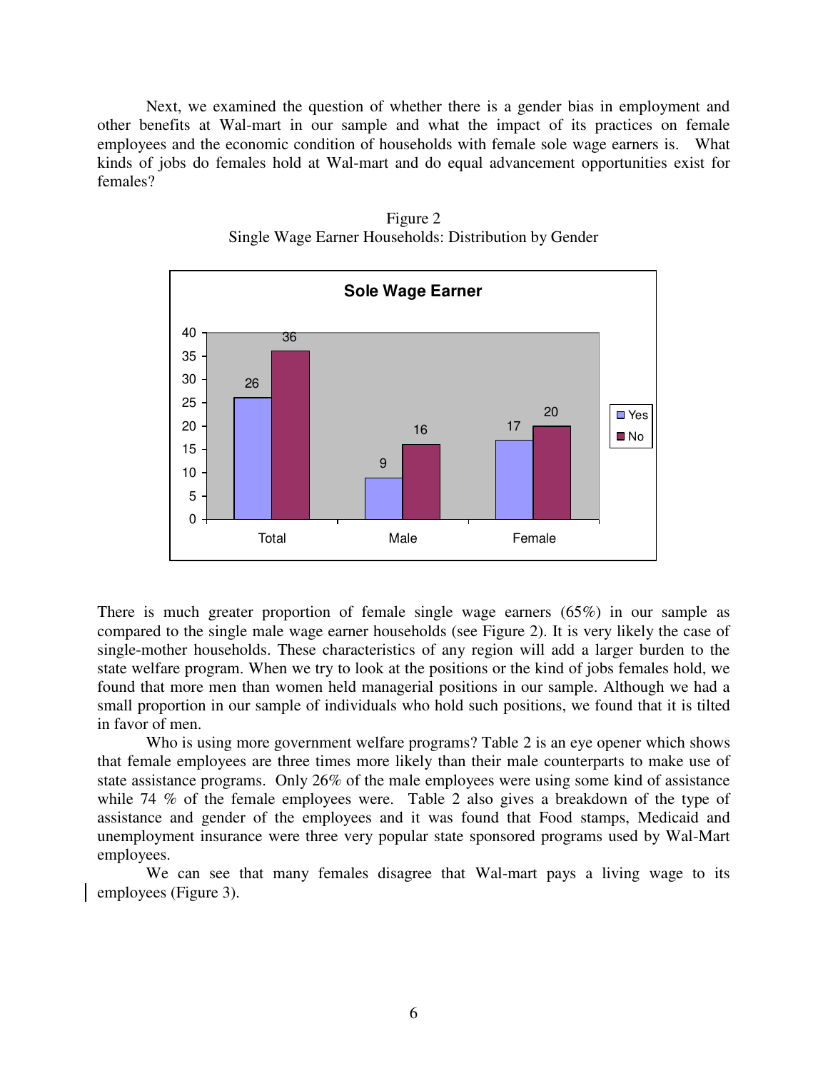Next, we examined the question of whether there is a gender bias in employment and other benefits at Wal-mart in our sample and what the impact of its practices on female employees and the economic condition of households with female sole wage earners is. What kinds of jobs do females hold at Wal-mart and do equal advancement opportunities exist for females?

Figure 2
Single Wage Earner Households: Distribution by Gender

**Sole Wage Earner**

| | Yes | No |
|---|---|---|
| Total | 26 | 36 |
| Male | 9 | 16 |
| Female | 17 | 20 |

There is much greater proportion of female single wage earners (65%) in our sample as compared to the single male wage earner households (see Figure 2). It is very likely the case of single-mother households. These characteristics of any region will add a larger burden to the state welfare program. When we try to look at the positions or the kind of jobs females hold, we found that more men than women held managerial positions in our sample. Although we had a small proportion in our sample of individuals who hold such positions, we found that it is tilted in favor of men.

Who is using more government welfare programs? Table 2 is an eye opener which shows that female employees are three times more likely than their male counterparts to make use of state assistance programs. Only 26% of the male employees were using some kind of assistance while 74 % of the female employees were. Table 2 also gives a breakdown of the type of assistance and gender of the employees and it was found that Food stamps, Medicaid and unemployment insurance were three very popular state sponsored programs used by Wal-Mart employees.

We can see that many females disagree that Wal-mart pays a living wage to its employees (Figure 3).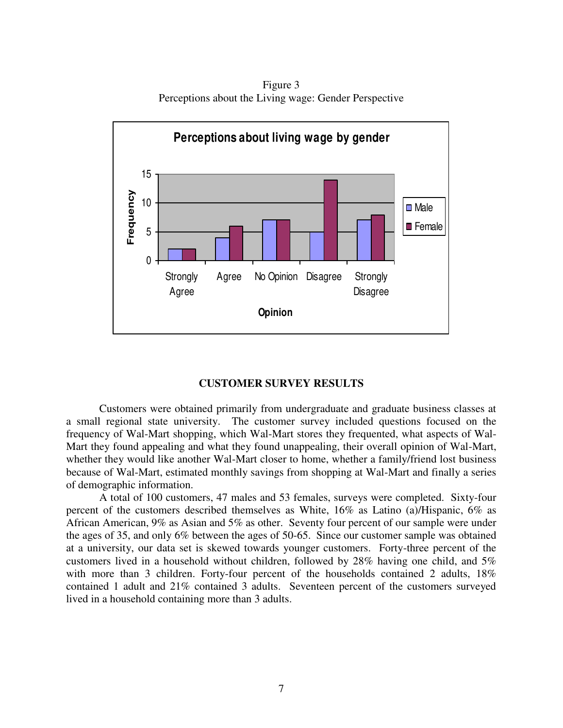Figure 3
Perceptions about the Living wage: Gender Perspective

**CUSTOMER SURVEY RESULTS**

Customers were obtained primarily from undergraduate and graduate business classes at a small regional state university. The customer survey included questions focused on the frequency of Wal-Mart shopping, which Wal-Mart stores they frequented, what aspects of Wal-Mart they found appealing and what they found unappealing, their overall opinion of Wal-Mart, whether they would like another Wal-Mart closer to home, whether a family/friend lost business because of Wal-Mart, estimated monthly savings from shopping at Wal-Mart and finally a series of demographic information.

A total of 100 customers, 47 males and 53 females, surveys were completed. Sixty-four percent of the customers described themselves as White, 16% as Latino (a)/Hispanic, 6% as African American, 9% as Asian and 5% as other. Seventy four percent of our sample were under the ages of 35, and only 6% between the ages of 50-65. Since our customer sample was obtained at a university, our data set is skewed towards younger customers. Forty-three percent of the customers lived in a household without children, followed by 28% having one child, and 5% with more than 3 children. Forty-four percent of the households contained 2 adults, 18% contained 1 adult and 21% contained 3 adults. Seventeen percent of the customers surveyed lived in a household containing more than 3 adults.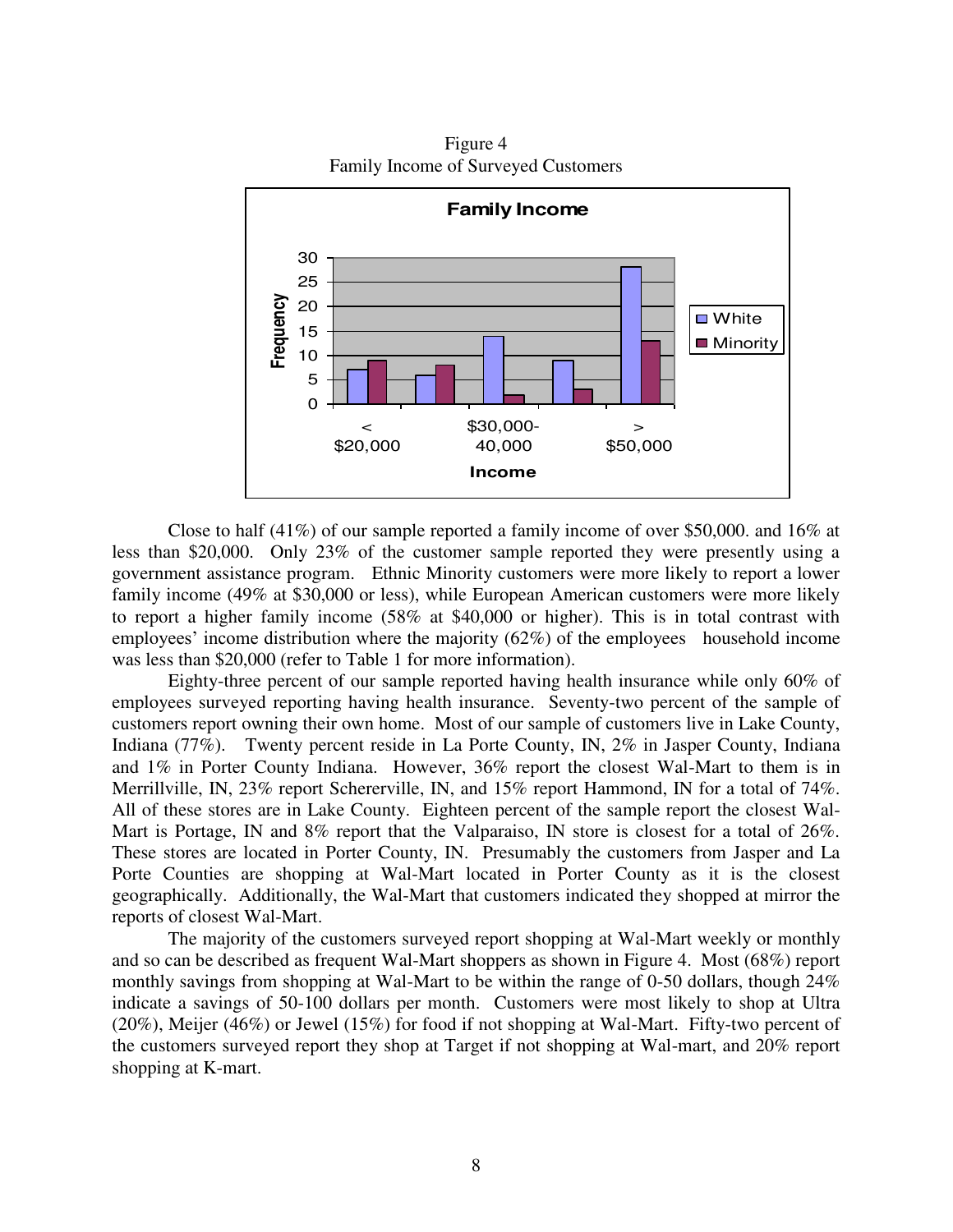Figure 4
Family Income of Surveyed Customers

Close to half (41%) of our sample reported a family income of over $50,000. and 16% at less than $20,000. Only 23% of the customer sample reported they were presently using a government assistance program. Ethnic Minority customers were more likely to report a lower family income (49% at $30,000 or less), while European American customers were more likely to report a higher family income (58% at $40,000 or higher). This is in total contrast with employees' income distribution where the majority (62%) of the employees household income was less than $20,000 (refer to Table 1 for more information).

Eighty-three percent of our sample reported having health insurance while only 60% of employees surveyed reporting having health insurance. Seventy-two percent of the sample of customers report owning their own home. Most of our sample of customers live in Lake County, Indiana (77%). Twenty percent reside in La Porte County, IN, 2% in Jasper County, Indiana and 1% in Porter County Indiana. However, 36% report the closest Wal-Mart to them is in Merrillville, IN, 23% report Schererville, IN, and 15% report Hammond, IN for a total of 74%. All of these stores are in Lake County. Eighteen percent of the sample report the closest Wal-Mart is Portage, IN and 8% report that the Valparaiso, IN store is closest for a total of 26%. These stores are located in Porter County, IN. Presumably the customers from Jasper and La Porte Counties are shopping at Wal-Mart located in Porter County as it is the closest geographically. Additionally, the Wal-Mart that customers indicated they shopped at mirror the reports of closest Wal-Mart.

The majority of the customers surveyed report shopping at Wal-Mart weekly or monthly and so can be described as frequent Wal-Mart shoppers as shown in Figure 4. Most (68%) report monthly savings from shopping at Wal-Mart to be within the range of 0-50 dollars, though 24% indicate a savings of 50-100 dollars per month. Customers were most likely to shop at Ultra (20%), Meijer (46%) or Jewel (15%) for food if not shopping at Wal-Mart. Fifty-two percent of the customers surveyed report they shop at Target if not shopping at Wal-mart, and 20% report shopping at K-mart.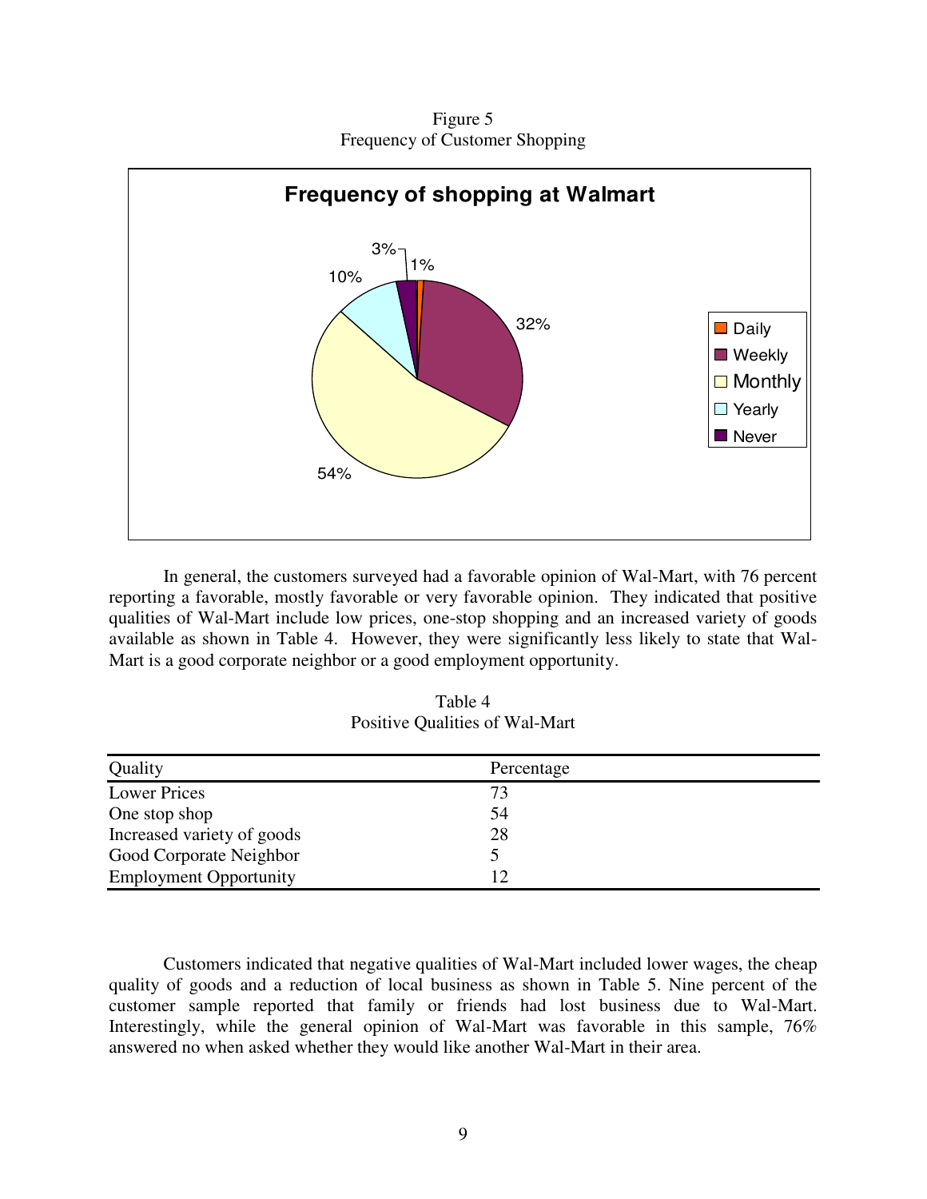Figure 5
Frequency of Customer Shopping

**Frequency of shopping at Walmart**

| Frequency | Percentage |
|---|---|
| Daily | 1% |
| Weekly | 32% |
| Monthly | 54% |
| Yearly | 10% |
| Never | 3% |

In general, the customers surveyed had a favorable opinion of Wal-Mart, with 76 percent reporting a favorable, mostly favorable or very favorable opinion. They indicated that positive qualities of Wal-Mart include low prices, one-stop shopping and an increased variety of goods available as shown in Table 4. However, they were significantly less likely to state that Wal-Mart is a good corporate neighbor or a good employment opportunity.

Table 4
Positive Qualities of Wal-Mart

| Quality | Percentage |
|---|---|
| Lower Prices | 73 |
| One stop shop | 54 |
| Increased variety of goods | 28 |
| Good Corporate Neighbor | 5 |
| Employment Opportunity | 12 |

Customers indicated that negative qualities of Wal-Mart included lower wages, the cheap quality of goods and a reduction of local business as shown in Table 5. Nine percent of the customer sample reported that family or friends had lost business due to Wal-Mart. Interestingly, while the general opinion of Wal-Mart was favorable in this sample, 76% answered no when asked whether they would like another Wal-Mart in their area.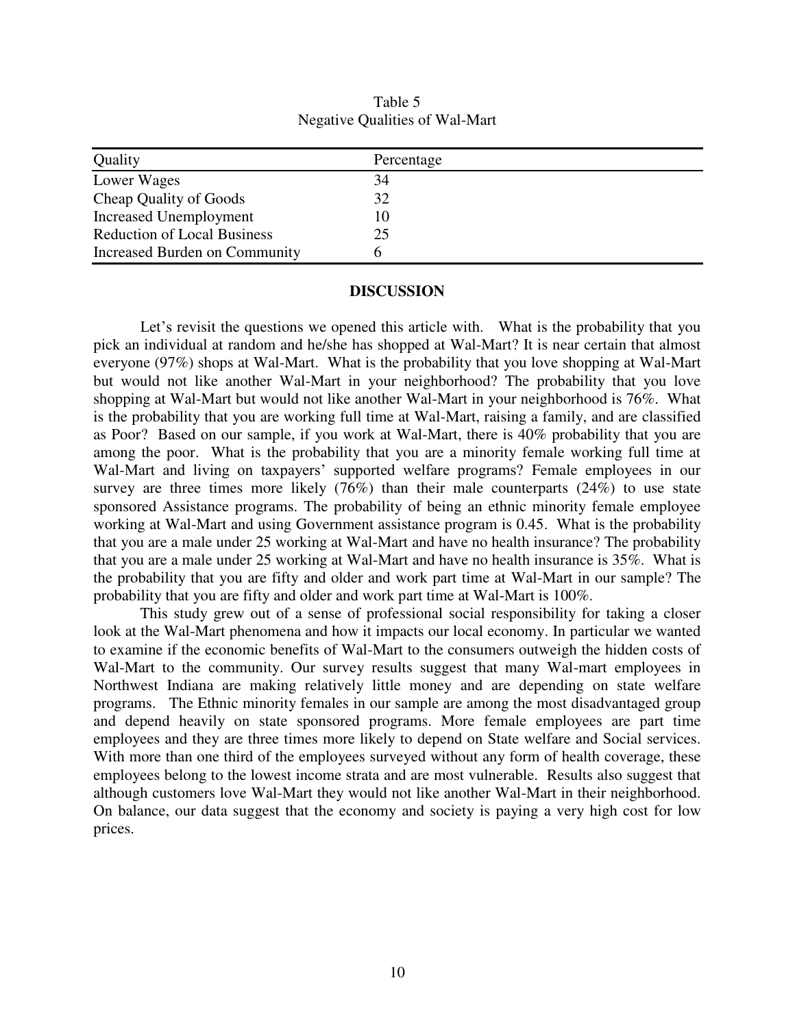Table 5
Negative Qualities of Wal-Mart

| Quality | Percentage |
|---|---|
| Lower Wages | 34 |
| Cheap Quality of Goods | 32 |
| Increased Unemployment | 10 |
| Reduction of Local Business | 25 |
| Increased Burden on Community | 6 |

## DISCUSSION

Let's revisit the questions we opened this article with. What is the probability that you pick an individual at random and he/she has shopped at Wal-Mart? It is near certain that almost everyone (97%) shops at Wal-Mart. What is the probability that you love shopping at Wal-Mart but would not like another Wal-Mart in your neighborhood? The probability that you love shopping at Wal-Mart but would not like another Wal-Mart in your neighborhood is 76%. What is the probability that you are working full time at Wal-Mart, raising a family, and are classified as Poor? Based on our sample, if you work at Wal-Mart, there is 40% probability that you are among the poor. What is the probability that you are a minority female working full time at Wal-Mart and living on taxpayers' supported welfare programs? Female employees in our survey are three times more likely (76%) than their male counterparts (24%) to use state sponsored Assistance programs. The probability of being an ethnic minority female employee working at Wal-Mart and using Government assistance program is 0.45. What is the probability that you are a male under 25 working at Wal-Mart and have no health insurance? The probability that you are a male under 25 working at Wal-Mart and have no health insurance is 35%. What is the probability that you are fifty and older and work part time at Wal-Mart in our sample? The probability that you are fifty and older and work part time at Wal-Mart is 100%.

This study grew out of a sense of professional social responsibility for taking a closer look at the Wal-Mart phenomena and how it impacts our local economy. In particular we wanted to examine if the economic benefits of Wal-Mart to the consumers outweigh the hidden costs of Wal-Mart to the community. Our survey results suggest that many Wal-mart employees in Northwest Indiana are making relatively little money and are depending on state welfare programs. The Ethnic minority females in our sample are among the most disadvantaged group and depend heavily on state sponsored programs. More female employees are part time employees and they are three times more likely to depend on State welfare and Social services. With more than one third of the employees surveyed without any form of health coverage, these employees belong to the lowest income strata and are most vulnerable. Results also suggest that although customers love Wal-Mart they would not like another Wal-Mart in their neighborhood. On balance, our data suggest that the economy and society is paying a very high cost for low prices.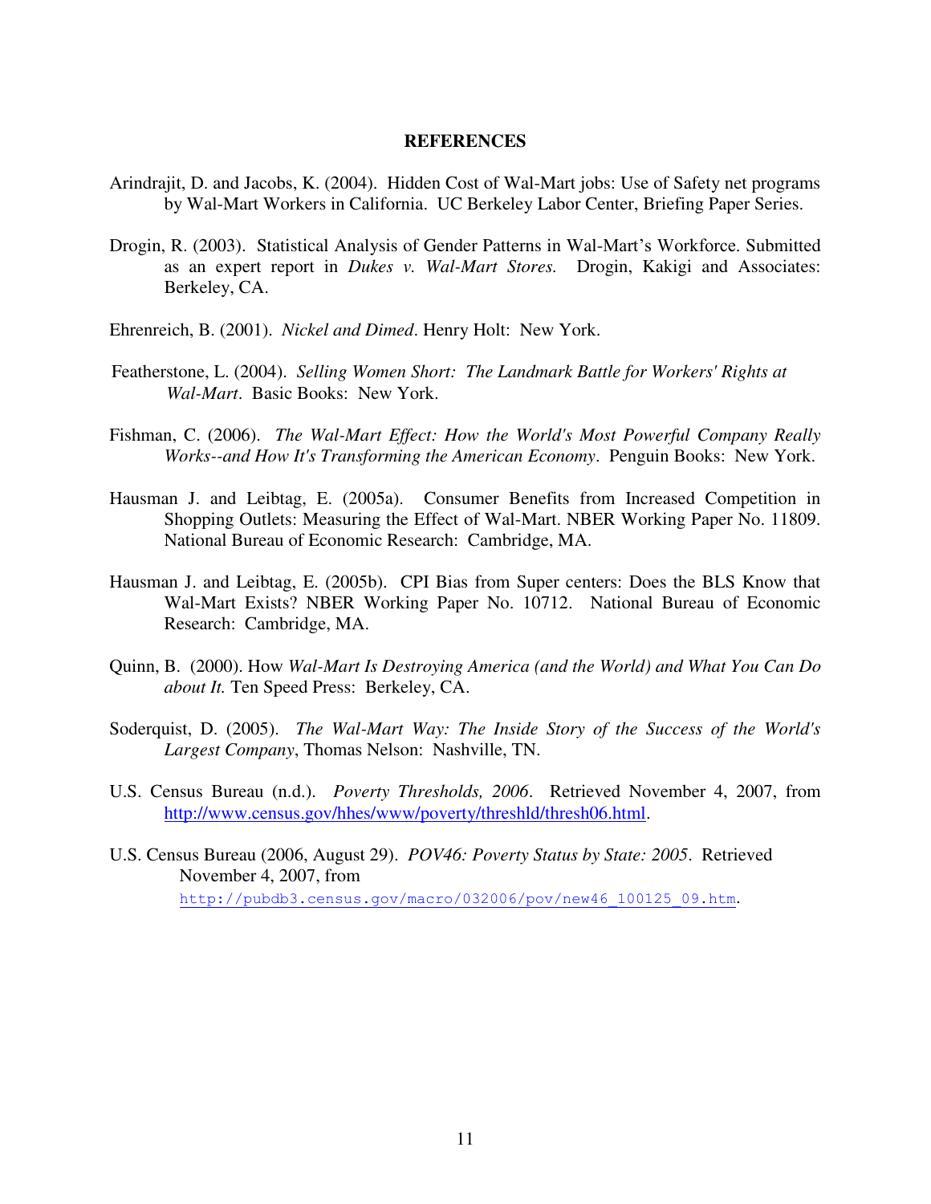## REFERENCES

Arindrajit, D. and Jacobs, K. (2004). Hidden Cost of Wal-Mart jobs: Use of Safety net programs by Wal-Mart Workers in California. UC Berkeley Labor Center, Briefing Paper Series.

Drogin, R. (2003). Statistical Analysis of Gender Patterns in Wal-Mart's Workforce. Submitted as an expert report in *Dukes v. Wal-Mart Stores.* Drogin, Kakigi and Associates: Berkeley, CA.

Ehrenreich, B. (2001). *Nickel and Dimed*. Henry Holt: New York.

Featherstone, L. (2004). *Selling Women Short: The Landmark Battle for Workers' Rights at Wal-Mart*. Basic Books: New York.

Fishman, C. (2006). *The Wal-Mart Effect: How the World's Most Powerful Company Really Works--and How It's Transforming the American Economy*. Penguin Books: New York.

Hausman J. and Leibtag, E. (2005a). Consumer Benefits from Increased Competition in Shopping Outlets: Measuring the Effect of Wal-Mart. NBER Working Paper No. 11809. National Bureau of Economic Research: Cambridge, MA.

Hausman J. and Leibtag, E. (2005b). CPI Bias from Super centers: Does the BLS Know that Wal-Mart Exists? NBER Working Paper No. 10712. National Bureau of Economic Research: Cambridge, MA.

Quinn, B. (2000). How *Wal-Mart Is Destroying America (and the World) and What You Can Do about It.* Ten Speed Press: Berkeley, CA.

Soderquist, D. (2005). *The Wal-Mart Way: The Inside Story of the Success of the World's Largest Company*, Thomas Nelson: Nashville, TN.

U.S. Census Bureau (n.d.). *Poverty Thresholds, 2006*. Retrieved November 4, 2007, from http://www.census.gov/hhes/www/poverty/threshld/thresh06.html.

U.S. Census Bureau (2006, August 29). *POV46: Poverty Status by State: 2005*. Retrieved November 4, 2007, from http://pubdb3.census.gov/macro/032006/pov/new46_100125_09.htm.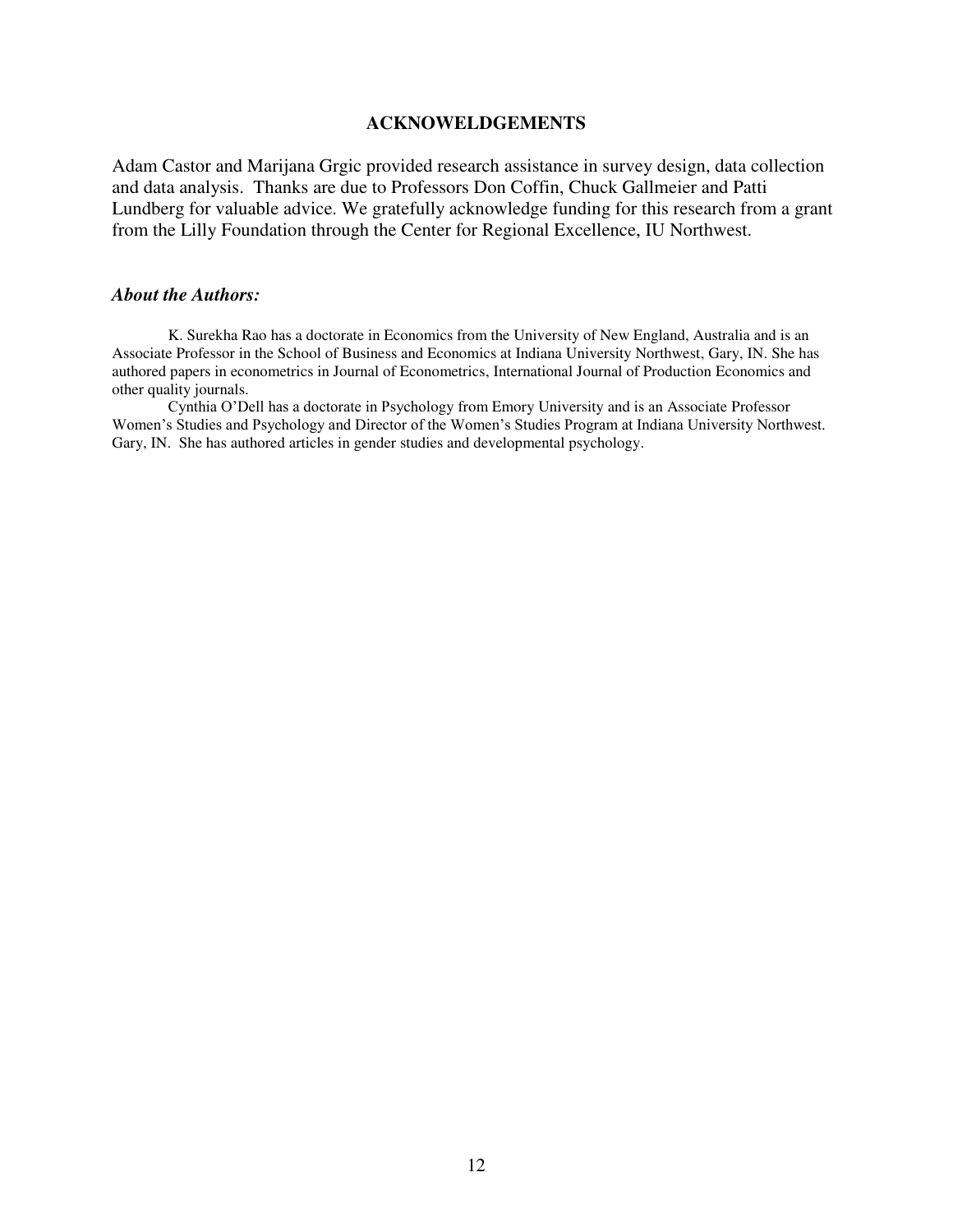## ACKNOWELDGEMENTS

Adam Castor and Marijana Grgic provided research assistance in survey design, data collection and data analysis. Thanks are due to Professors Don Coffin, Chuck Gallmeier and Patti Lundberg for valuable advice. We gratefully acknowledge funding for this research from a grant from the Lilly Foundation through the Center for Regional Excellence, IU Northwest.

### *About the Authors:*

K. Surekha Rao has a doctorate in Economics from the University of New England, Australia and is an Associate Professor in the School of Business and Economics at Indiana University Northwest, Gary, IN. She has authored papers in econometrics in Journal of Econometrics, International Journal of Production Economics and other quality journals.

Cynthia O'Dell has a doctorate in Psychology from Emory University and is an Associate Professor Women's Studies and Psychology and Director of the Women's Studies Program at Indiana University Northwest. Gary, IN. She has authored articles in gender studies and developmental psychology.